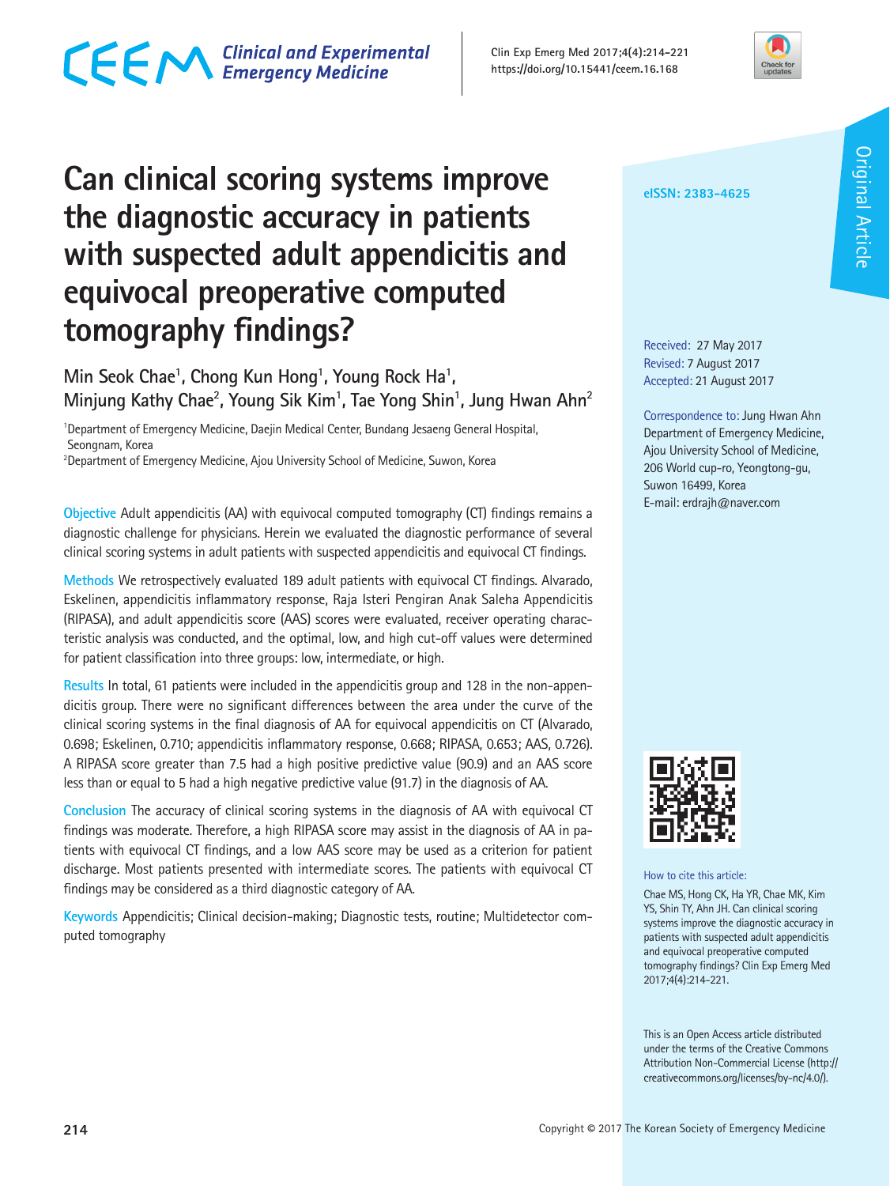# Can clinical scoring systems improve the diagnostic accuracy in patients with suspected adult appendicitis and equivocal preoperative computed tomography findings?

Min Seok Chae[1], Chong Kun Hong[1], Young Rock Ha[1], Minjung Kathy Chae[2], Young Sik Kim[1], Tae Yong Shin[1], Jung Hwan Ahn[2]

[1]Department of Emergency Medicine, Daejin Medical Center, Bundang Jesaeng General Hospital, Seongnam, Korea
[2]Department of Emergency Medicine, Ajou University School of Medicine, Suwon, Korea

eISSN: 2383-4625

Original Article

Received: 27 May 2017
Revised: 7 August 2017
Accepted: 21 August 2017

Correspondence to: Jung Hwan Ahn
Department of Emergency Medicine, Ajou University School of Medicine, 206 World cup-ro, Yeongtong-gu, Suwon 16499, Korea
E-mail: erdrajh@naver.com

**Objective** Adult appendicitis (AA) with equivocal computed tomography (CT) findings remains a diagnostic challenge for physicians. Herein we evaluated the diagnostic performance of several clinical scoring systems in adult patients with suspected appendicitis and equivocal CT findings.

**Methods** We retrospectively evaluated 189 adult patients with equivocal CT findings. Alvarado, Eskelinen, appendicitis inflammatory response, Raja Isteri Pengiran Anak Saleha Appendicitis (RIPASA), and adult appendicitis score (AAS) scores were evaluated, receiver operating characteristic analysis was conducted, and the optimal, low, and high cut-off values were determined for patient classification into three groups: low, intermediate, or high.

**Results** In total, 61 patients were included in the appendicitis group and 128 in the non-appendicitis group. There were no significant differences between the area under the curve of the clinical scoring systems in the final diagnosis of AA for equivocal appendicitis on CT (Alvarado, 0.698; Eskelinen, 0.710; appendicitis inflammatory response, 0.668; RIPASA, 0.653; AAS, 0.726). A RIPASA score greater than 7.5 had a high positive predictive value (90.9) and an AAS score less than or equal to 5 had a high negative predictive value (91.7) in the diagnosis of AA.

**Conclusion** The accuracy of clinical scoring systems in the diagnosis of AA with equivocal CT findings was moderate. Therefore, a high RIPASA score may assist in the diagnosis of AA in patients with equivocal CT findings, and a low AAS score may be used as a criterion for patient discharge. Most patients presented with intermediate scores. The patients with equivocal CT findings may be considered as a third diagnostic category of AA.

**Keywords** Appendicitis; Clinical decision-making; Diagnostic tests, routine; Multidetector computed tomography

How to cite this article:
Chae MS, Hong CK, Ha YR, Chae MK, Kim YS, Shin TY, Ahn JH. Can clinical scoring systems improve the diagnostic accuracy in patients with suspected adult appendicitis and equivocal preoperative computed tomography findings? Clin Exp Emerg Med 2017;4(4):214-221.

This is an Open Access article distributed under the terms of the Creative Commons Attribution Non-Commercial License (http://creativecommons.org/licenses/by-nc/4.0/).

Copyright © 2017 The Korean Society of Emergency Medicine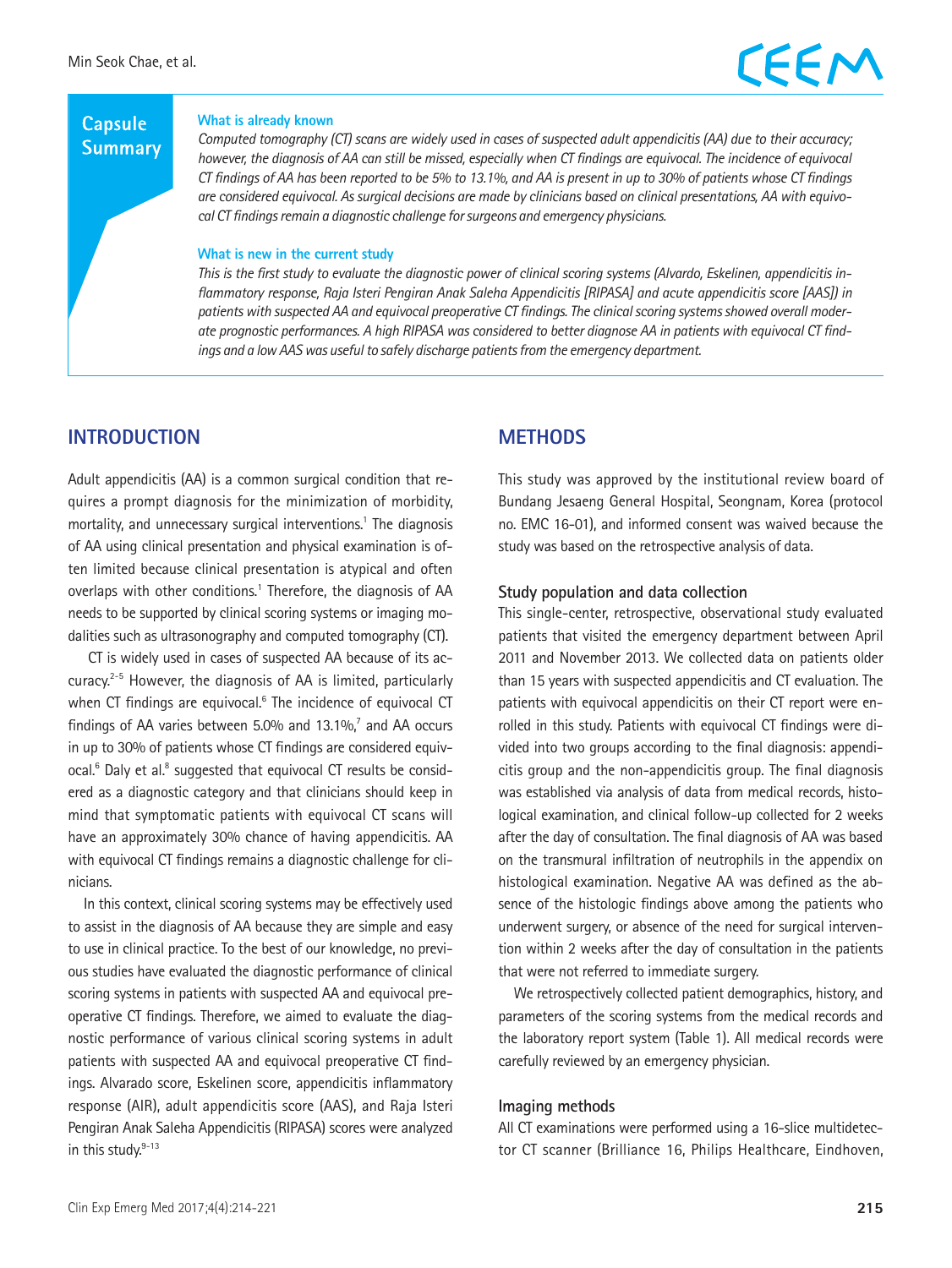## Capsule Summary

**What is already known**

*Computed tomography (CT) scans are widely used in cases of suspected adult appendicitis (AA) due to their accuracy; however, the diagnosis of AA can still be missed, especially when CT findings are equivocal. The incidence of equivocal CT findings of AA has been reported to be 5% to 13.1%, and AA is present in up to 30% of patients whose CT findings are considered equivocal. As surgical decisions are made by clinicians based on clinical presentations, AA with equivocal CT findings remain a diagnostic challenge for surgeons and emergency physicians.*

**What is new in the current study**

*This is the first study to evaluate the diagnostic power of clinical scoring systems (Alvardo, Eskelinen, appendicitis inflammatory response, Raja Isteri Pengiran Anak Saleha Appendicitis [RIPASA] and acute appendicitis score [AAS]) in patients with suspected AA and equivocal preoperative CT findings. The clinical scoring systems showed overall moderate prognostic performances. A high RIPASA was considered to better diagnose AA in patients with equivocal CT findings and a low AAS was useful to safely discharge patients from the emergency department.*

## INTRODUCTION

Adult appendicitis (AA) is a common surgical condition that requires a prompt diagnosis for the minimization of morbidity, mortality, and unnecessary surgical interventions.[1] The diagnosis of AA using clinical presentation and physical examination is often limited because clinical presentation is atypical and often overlaps with other conditions.[1] Therefore, the diagnosis of AA needs to be supported by clinical scoring systems or imaging modalities such as ultrasonography and computed tomography (CT).

CT is widely used in cases of suspected AA because of its accuracy.[2-5] However, the diagnosis of AA is limited, particularly when CT findings are equivocal.[6] The incidence of equivocal CT findings of AA varies between 5.0% and 13.1%,[7] and AA occurs in up to 30% of patients whose CT findings are considered equivocal.[6] Daly et al.[8] suggested that equivocal CT results be considered as a diagnostic category and that clinicians should keep in mind that symptomatic patients with equivocal CT scans will have an approximately 30% chance of having appendicitis. AA with equivocal CT findings remains a diagnostic challenge for clinicians.

In this context, clinical scoring systems may be effectively used to assist in the diagnosis of AA because they are simple and easy to use in clinical practice. To the best of our knowledge, no previous studies have evaluated the diagnostic performance of clinical scoring systems in patients with suspected AA and equivocal preoperative CT findings. Therefore, we aimed to evaluate the diagnostic performance of various clinical scoring systems in adult patients with suspected AA and equivocal preoperative CT findings. Alvarado score, Eskelinen score, appendicitis inflammatory response (AIR), adult appendicitis score (AAS), and Raja Isteri Pengiran Anak Saleha Appendicitis (RIPASA) scores were analyzed in this study.[9-13]

## METHODS

This study was approved by the institutional review board of Bundang Jesaeng General Hospital, Seongnam, Korea (protocol no. EMC 16-01), and informed consent was waived because the study was based on the retrospective analysis of data.

### Study population and data collection

This single-center, retrospective, observational study evaluated patients that visited the emergency department between April 2011 and November 2013. We collected data on patients older than 15 years with suspected appendicitis and CT evaluation. The patients with equivocal appendicitis on their CT report were enrolled in this study. Patients with equivocal CT findings were divided into two groups according to the final diagnosis: appendicitis group and the non-appendicitis group. The final diagnosis was established via analysis of data from medical records, histological examination, and clinical follow-up collected for 2 weeks after the day of consultation. The final diagnosis of AA was based on the transmural infiltration of neutrophils in the appendix on histological examination. Negative AA was defined as the absence of the histologic findings above among the patients who underwent surgery, or absence of the need for surgical intervention within 2 weeks after the day of consultation in the patients that were not referred to immediate surgery.

We retrospectively collected patient demographics, history, and parameters of the scoring systems from the medical records and the laboratory report system (Table 1). All medical records were carefully reviewed by an emergency physician.

### Imaging methods

All CT examinations were performed using a 16-slice multidetector CT scanner (Brilliance 16, Philips Healthcare, Eindhoven,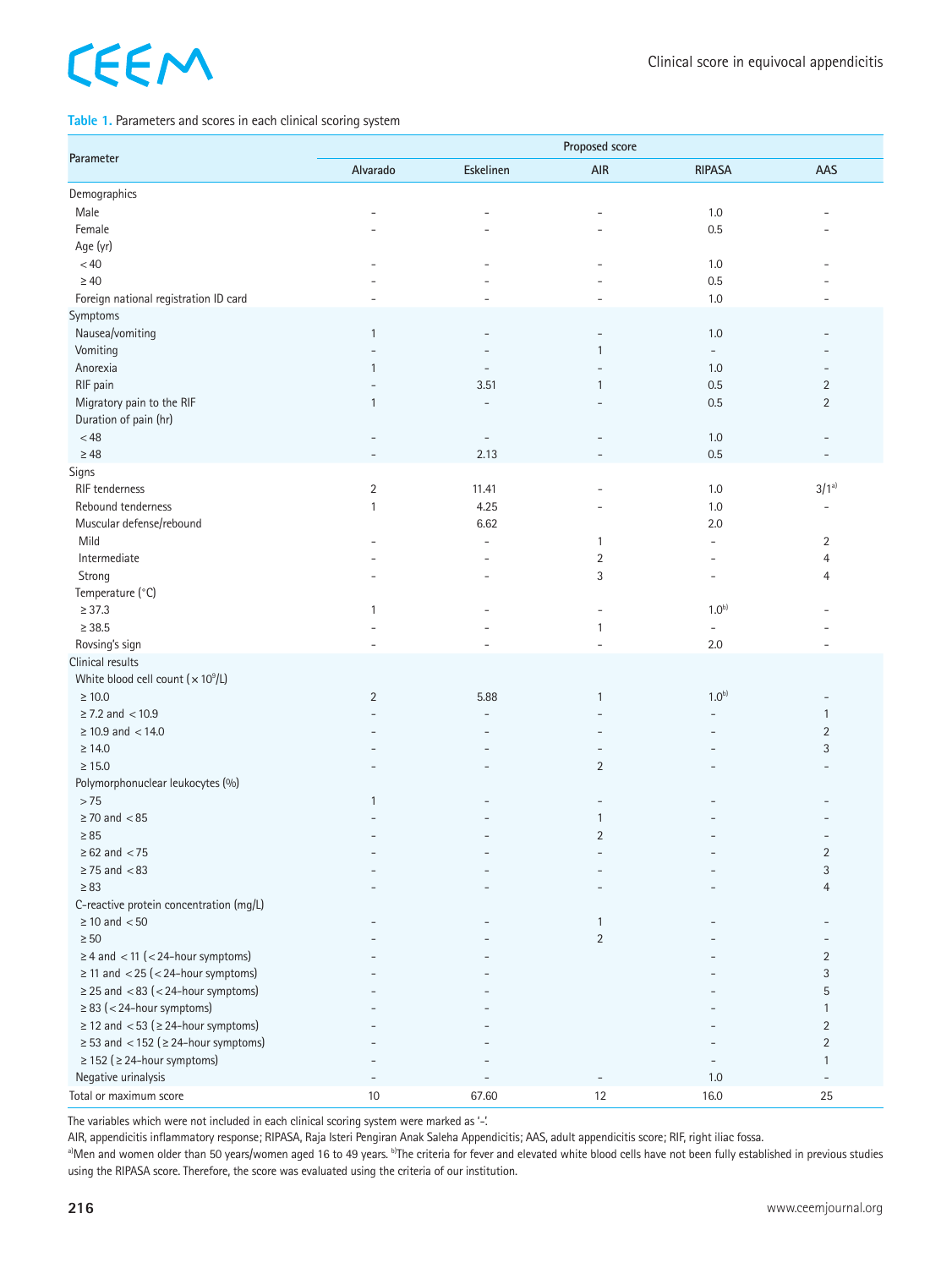**Table 1.** Parameters and scores in each clinical scoring system

| Parameter | Proposed score | | | | |
|---|---|---|---|---|---|
| | Alvarado | Eskelinen | AIR | RIPASA | AAS |
| Demographics | | | | | |
| Male | - | - | - | 1.0 | - |
| Female | - | - | - | 0.5 | - |
| Age (yr) | | | | | |
| <40 | - | - | - | 1.0 | - |
| ≥40 | - | - | - | 0.5 | - |
| Foreign national registration ID card | - | - | - | 1.0 | - |
| Symptoms | | | | | |
| Nausea/vomiting | 1 | - | - | 1.0 | - |
| Vomiting | - | - | 1 | - | - |
| Anorexia | 1 | - | - | 1.0 | - |
| RIF pain | - | 3.51 | 1 | 0.5 | 2 |
| Migratory pain to the RIF | 1 | - | - | 0.5 | 2 |
| Duration of pain (hr) | | | | | |
| <48 | - | - | - | 1.0 | - |
| ≥48 | - | 2.13 | - | 0.5 | - |
| Signs | | | | | |
| RIF tenderness | 2 | 11.41 | - | 1.0 | 3/1[a] |
| Rebound tenderness | 1 | 4.25 | - | 1.0 | - |
| Muscular defense/rebound | | 6.62 | | 2.0 | |
| Mild | - | - | 1 | - | 2 |
| Intermediate | - | - | 2 | - | 4 |
| Strong | - | - | 3 | - | 4 |
| Temperature (°C) | | | | | |
| ≥37.3 | 1 | - | - | 1.0[b] | - |
| ≥38.5 | - | - | 1 | - | - |
| Rovsing's sign | - | - | - | 2.0 | - |
| Clinical results | | | | | |
| White blood cell count (× $10^9$/L) | | | | | |
| ≥10.0 | 2 | 5.88 | 1 | 1.0[b] | - |
| ≥7.2 and <10.9 | - | - | - | - | 1 |
| ≥10.9 and <14.0 | - | - | - | - | 2 |
| ≥14.0 | - | - | - | - | 3 |
| ≥15.0 | - | - | 2 | - | - |
| Polymorphonuclear leukocytes (%) | | | | | |
| >75 | 1 | - | - | - | - |
| ≥70 and <85 | - | - | 1 | - | - |
| ≥85 | - | - | 2 | - | - |
| ≥62 and <75 | - | - | - | - | 2 |
| ≥75 and <83 | - | - | - | - | 3 |
| ≥83 | - | - | - | - | 4 |
| C-reactive protein concentration (mg/L) | | | | | |
| ≥10 and <50 | - | - | 1 | - | - |
| ≥50 | - | - | 2 | - | - |
| ≥4 and <11 (<24-hour symptoms) | - | - | | - | 2 |
| ≥11 and <25 (<24-hour symptoms) | - | - | | - | 3 |
| ≥25 and <83 (<24-hour symptoms) | - | - | | - | 5 |
| ≥83 (<24-hour symptoms) | - | - | | - | 1 |
| ≥12 and <53 (≥24-hour symptoms) | - | - | | - | 2 |
| ≥53 and <152 (≥24-hour symptoms) | - | - | | - | 2 |
| ≥152 (≥24-hour symptoms) | - | - | | - | 1 |
| Negative urinalysis | - | - | - | 1.0 | - |
| Total or maximum score | 10 | 67.60 | 12 | 16.0 | 25 |

The variables which were not included in each clinical scoring system were marked as '-'.

AIR, appendicitis inflammatory response; RIPASA, Raja Isteri Pengiran Anak Saleha Appendicitis; AAS, adult appendicitis score; RIF, right iliac fossa.

[a]Men and women older than 50 years/women aged 16 to 49 years. [b]The criteria for fever and elevated white blood cells have not been fully established in previous studies using the RIPASA score. Therefore, the score was evaluated using the criteria of our institution.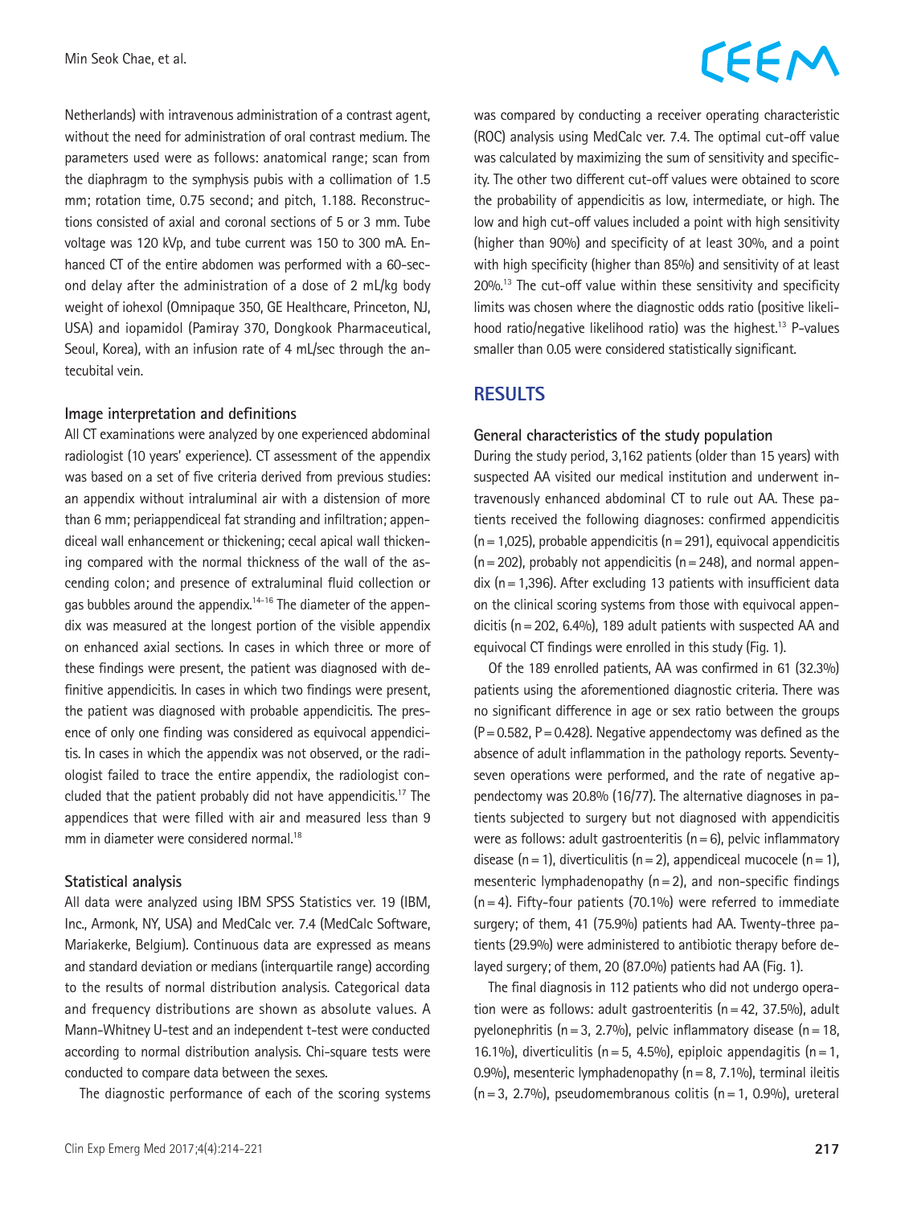Netherlands) with intravenous administration of a contrast agent, without the need for administration of oral contrast medium. The parameters used were as follows: anatomical range; scan from the diaphragm to the symphysis pubis with a collimation of 1.5 mm; rotation time, 0.75 second; and pitch, 1.188. Reconstructions consisted of axial and coronal sections of 5 or 3 mm. Tube voltage was 120 kVp, and tube current was 150 to 300 mA. Enhanced CT of the entire abdomen was performed with a 60-second delay after the administration of a dose of 2 mL/kg body weight of iohexol (Omnipaque 350, GE Healthcare, Princeton, NJ, USA) and iopamidol (Pamiray 370, Dongkook Pharmaceutical, Seoul, Korea), with an infusion rate of 4 mL/sec through the antecubital vein.

### Image interpretation and definitions

All CT examinations were analyzed by one experienced abdominal radiologist (10 years' experience). CT assessment of the appendix was based on a set of five criteria derived from previous studies: an appendix without intraluminal air with a distension of more than 6 mm; periappendiceal fat stranding and infiltration; appendiceal wall enhancement or thickening; cecal apical wall thickening compared with the normal thickness of the wall of the ascending colon; and presence of extraluminal fluid collection or gas bubbles around the appendix.[14-16] The diameter of the appendix was measured at the longest portion of the visible appendix on enhanced axial sections. In cases in which three or more of these findings were present, the patient was diagnosed with definitive appendicitis. In cases in which two findings were present, the patient was diagnosed with probable appendicitis. The presence of only one finding was considered as equivocal appendicitis. In cases in which the appendix was not observed, or the radiologist failed to trace the entire appendix, the radiologist concluded that the patient probably did not have appendicitis.[17] The appendices that were filled with air and measured less than 9 mm in diameter were considered normal.[18]

### Statistical analysis

All data were analyzed using IBM SPSS Statistics ver. 19 (IBM, Inc., Armonk, NY, USA) and MedCalc ver. 7.4 (MedCalc Software, Mariakerke, Belgium). Continuous data are expressed as means and standard deviation or medians (interquartile range) according to the results of normal distribution analysis. Categorical data and frequency distributions are shown as absolute values. A Mann-Whitney U-test and an independent t-test were conducted according to normal distribution analysis. Chi-square tests were conducted to compare data between the sexes.

The diagnostic performance of each of the scoring systems was compared by conducting a receiver operating characteristic (ROC) analysis using MedCalc ver. 7.4. The optimal cut-off value was calculated by maximizing the sum of sensitivity and specificity. The other two different cut-off values were obtained to score the probability of appendicitis as low, intermediate, or high. The low and high cut-off values included a point with high sensitivity (higher than 90%) and specificity of at least 30%, and a point with high specificity (higher than 85%) and sensitivity of at least 20%.[13] The cut-off value within these sensitivity and specificity limits was chosen where the diagnostic odds ratio (positive likelihood ratio/negative likelihood ratio) was the highest.[13] P-values smaller than 0.05 were considered statistically significant.

## RESULTS

### General characteristics of the study population

During the study period, 3,162 patients (older than 15 years) with suspected AA visited our medical institution and underwent intravenously enhanced abdominal CT to rule out AA. These patients received the following diagnoses: confirmed appendicitis (n = 1,025), probable appendicitis (n = 291), equivocal appendicitis (n = 202), probably not appendicitis (n = 248), and normal appendix (n = 1,396). After excluding 13 patients with insufficient data on the clinical scoring systems from those with equivocal appendicitis (n = 202, 6.4%), 189 adult patients with suspected AA and equivocal CT findings were enrolled in this study (Fig. 1).

Of the 189 enrolled patients, AA was confirmed in 61 (32.3%) patients using the aforementioned diagnostic criteria. There was no significant difference in age or sex ratio between the groups (P = 0.582, P = 0.428). Negative appendectomy was defined as the absence of adult inflammation in the pathology reports. Seventy-seven operations were performed, and the rate of negative appendectomy was 20.8% (16/77). The alternative diagnoses in patients subjected to surgery but not diagnosed with appendicitis were as follows: adult gastroenteritis (n = 6), pelvic inflammatory disease (n = 1), diverticulitis (n = 2), appendiceal mucocele (n = 1), mesenteric lymphadenopathy (n = 2), and non-specific findings (n = 4). Fifty-four patients (70.1%) were referred to immediate surgery; of them, 41 (75.9%) patients had AA. Twenty-three patients (29.9%) were administered to antibiotic therapy before delayed surgery; of them, 20 (87.0%) patients had AA (Fig. 1).

The final diagnosis in 112 patients who did not undergo operation were as follows: adult gastroenteritis (n = 42, 37.5%), adult pyelonephritis (n = 3, 2.7%), pelvic inflammatory disease (n = 18, 16.1%), diverticulitis (n = 5, 4.5%), epiploic appendagitis (n = 1, 0.9%), mesenteric lymphadenopathy (n = 8, 7.1%), terminal ileitis (n = 3, 2.7%), pseudomembranous colitis (n = 1, 0.9%), ureteral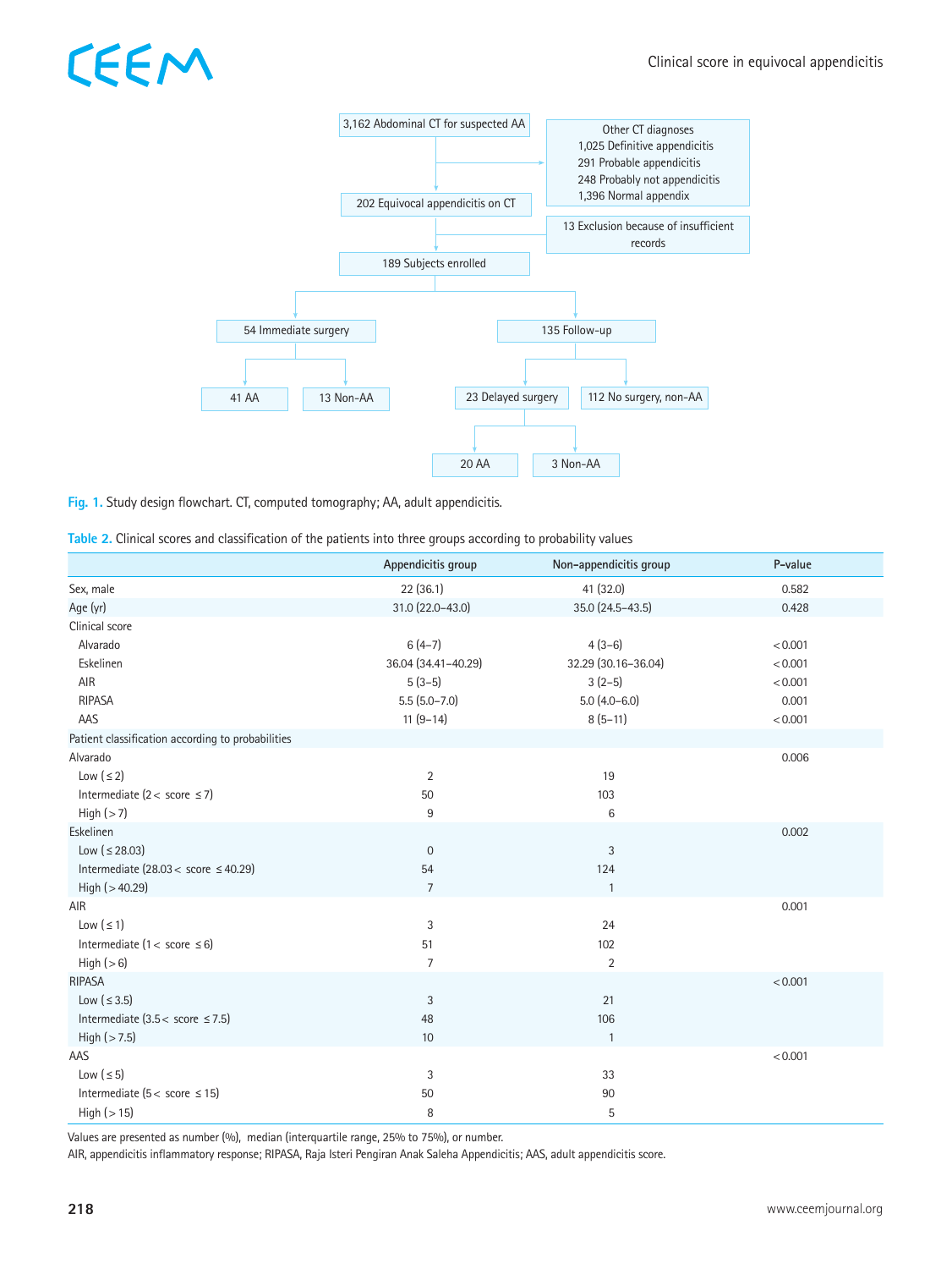3,162 Abdominal CT for suspected AA

Other CT diagnoses
1,025 Definitive appendicitis
291 Probable appendicitis
248 Probably not appendicitis
1,396 Normal appendix

202 Equivocal appendicitis on CT

13 Exclusion because of insufficient records

189 Subjects enrolled

54 Immediate surgery

- 41 AA
- 13 Non-AA

135 Follow-up

- 23 Delayed surgery
  - 20 AA
  - 3 Non-AA
- 112 No surgery, non-AA

**Fig. 1.** Study design flowchart. CT, computed tomography; AA, adult appendicitis.

**Table 2.** Clinical scores and classification of the patients into three groups according to probability values

| | Appendicitis group | Non-appendicitis group | P-value |
|---|---|---|---|
| Sex, male | 22 (36.1) | 41 (32.0) | 0.582 |
| Age (yr) | 31.0 (22.0–43.0) | 35.0 (24.5–43.5) | 0.428 |
| Clinical score | | | |
| Alvarado | 6 (4–7) | 4 (3–6) | <0.001 |
| Eskelinen | 36.04 (34.41–40.29) | 32.29 (30.16–36.04) | <0.001 |
| AIR | 5 (3–5) | 3 (2–5) | <0.001 |
| RIPASA | 5.5 (5.0–7.0) | 5.0 (4.0–6.0) | 0.001 |
| AAS | 11 (9–14) | 8 (5–11) | <0.001 |
| Patient classification according to probabilities | | | |
| Alvarado | | | 0.006 |
| Low (≤2) | 2 | 19 | |
| Intermediate (2< score ≤7) | 50 | 103 | |
| High (>7) | 9 | 6 | |
| Eskelinen | | | 0.002 |
| Low (≤28.03) | 0 | 3 | |
| Intermediate (28.03< score ≤40.29) | 54 | 124 | |
| High (>40.29) | 7 | 1 | |
| AIR | | | 0.001 |
| Low (≤1) | 3 | 24 | |
| Intermediate (1< score ≤6) | 51 | 102 | |
| High (>6) | 7 | 2 | |
| RIPASA | | | <0.001 |
| Low (≤3.5) | 3 | 21 | |
| Intermediate (3.5< score ≤7.5) | 48 | 106 | |
| High (>7.5) | 10 | 1 | |
| AAS | | | <0.001 |
| Low (≤5) | 3 | 33 | |
| Intermediate (5< score ≤15) | 50 | 90 | |
| High (>15) | 8 | 5 | |

Values are presented as number (%), median (interquartile range, 25% to 75%), or number.
AIR, appendicitis inflammatory response; RIPASA, Raja Isteri Pengiran Anak Saleha Appendicitis; AAS, adult appendicitis score.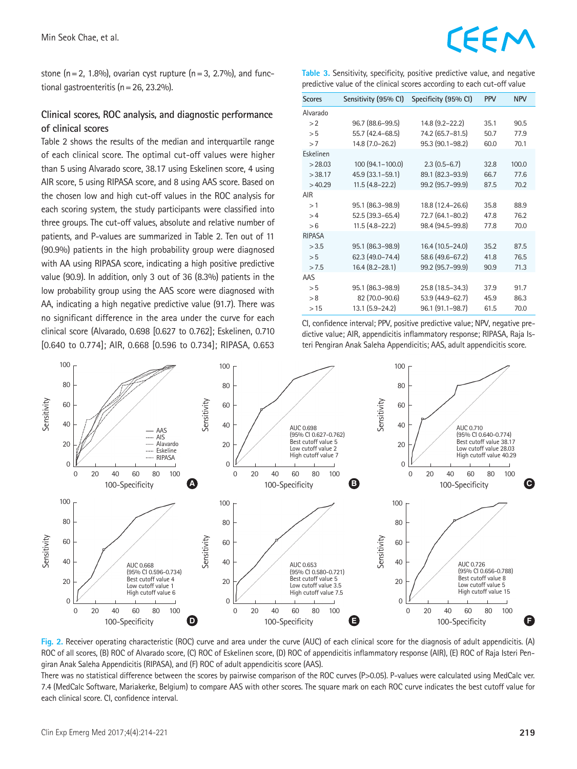stone (n = 2, 1.8%), ovarian cyst rupture (n = 3, 2.7%), and functional gastroenteritis (n = 26, 23.2%).

### Clinical scores, ROC analysis, and diagnostic performance of clinical scores

Table 2 shows the results of the median and interquartile range of each clinical score. The optimal cut-off values were higher than 5 using Alvarado score, 38.17 using Eskelinen score, 4 using AIR score, 5 using RIPASA score, and 8 using AAS score. Based on the chosen low and high cut-off values in the ROC analysis for each scoring system, the study participants were classified into three groups. The cut-off values, absolute and relative number of patients, and P-values are summarized in Table 2. Ten out of 11 (90.9%) patients in the high probability group were diagnosed with AA using RIPASA score, indicating a high positive predictive value (90.9). In addition, only 3 out of 36 (8.3%) patients in the low probability group using the AAS score were diagnosed with AA, indicating a high negative predictive value (91.7). There was no significant difference in the area under the curve for each clinical score (Alvarado, 0.698 [0.627 to 0.762]; Eskelinen, 0.710 [0.640 to 0.774]; AIR, 0.668 [0.596 to 0.734]; RIPASA, 0.653

**Table 3.** Sensitivity, specificity, positive predictive value, and negative predictive value of the clinical scores according to each cut-off value

| Scores | Sensitivity (95% CI) | Specificity (95% CI) | PPV | NPV |
|---|---|---|---|---|
| Alvarado | | | | |
| > 2 | 96.7 (88.6–99.5) | 14.8 (9.2–22.2) | 35.1 | 90.5 |
| > 5 | 55.7 (42.4–68.5) | 74.2 (65.7–81.5) | 50.7 | 77.9 |
| > 7 | 14.8 (7.0–26.2) | 95.3 (90.1–98.2) | 60.0 | 70.1 |
| Eskelinen | | | | |
| > 28.03 | 100 (94.1–100.0) | 2.3 (0.5–6.7) | 32.8 | 100.0 |
| > 38.17 | 45.9 (33.1–59.1) | 89.1 (82.3–93.9) | 66.7 | 77.6 |
| > 40.29 | 11.5 (4.8–22.2) | 99.2 (95.7–99.9) | 87.5 | 70.2 |
| AIR | | | | |
| > 1 | 95.1 (86.3–98.9) | 18.8 (12.4–26.6) | 35.8 | 88.9 |
| > 4 | 52.5 (39.3–65.4) | 72.7 (64.1–80.2) | 47.8 | 76.2 |
| > 6 | 11.5 (4.8–22.2) | 98.4 (94.5–99.8) | 77.8 | 70.0 |
| RIPASA | | | | |
| > 3.5 | 95.1 (86.3–98.9) | 16.4 (10.5–24.0) | 35.2 | 87.5 |
| > 5 | 62.3 (49.0–74.4) | 58.6 (49.6–67.2) | 41.8 | 76.5 |
| > 7.5 | 16.4 (8.2–28.1) | 99.2 (95.7–99.9) | 90.9 | 71.3 |
| AAS | | | | |
| > 5 | 95.1 (86.3–98.9) | 25.8 (18.5–34.3) | 37.9 | 91.7 |
| > 8 | 82 (70.0–90.6) | 53.9 (44.9–62.7) | 45.9 | 86.3 |
| > 15 | 13.1 (5.9–24.2) | 96.1 (91.1–98.7) | 61.5 | 70.0 |

CI, confidence interval; PPV, positive predictive value; NPV, negative predictive value; AIR, appendicitis inflammatory response; RIPASA, Raja Isteri Pengiran Anak Saleha Appendicitis; AAS, adult appendicitis score.

**Fig. 2.** Receiver operating characteristic (ROC) curve and area under the curve (AUC) of each clinical score for the diagnosis of adult appendicitis. (A) ROC of all scores, (B) ROC of Alvarado score, (C) ROC of Eskelinen score, (D) ROC of appendicitis inflammatory response (AIR), (E) ROC of Raja Isteri Pengiran Anak Saleha Appendicitis (RIPASA), and (F) ROC of adult appendicitis score (AAS).
There was no statistical difference between the scores by pairwise comparison of the ROC curves (P>0.05). P-values were calculated using MedCalc ver. 7.4 (MedCalc Software, Mariakerke, Belgium) to compare AAS with other scores. The square mark on each ROC curve indicates the best cutoff value for each clinical score. CI, confidence interval.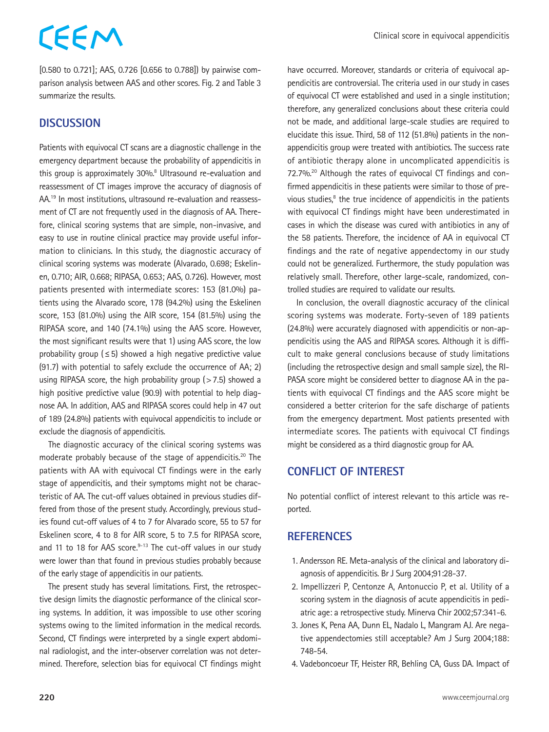[0.580 to 0.721]; AAS, 0.726 [0.656 to 0.788]) by pairwise comparison analysis between AAS and other scores. Fig. 2 and Table 3 summarize the results.

## DISCUSSION

Patients with equivocal CT scans are a diagnostic challenge in the emergency department because the probability of appendicitis in this group is approximately 30%.[8] Ultrasound re-evaluation and reassessment of CT images improve the accuracy of diagnosis of AA.[19] In most institutions, ultrasound re-evaluation and reassessment of CT are not frequently used in the diagnosis of AA. Therefore, clinical scoring systems that are simple, non-invasive, and easy to use in routine clinical practice may provide useful information to clinicians. In this study, the diagnostic accuracy of clinical scoring systems was moderate (Alvarado, 0.698; Eskelinen, 0.710; AIR, 0.668; RIPASA, 0.653; AAS, 0.726). However, most patients presented with intermediate scores: 153 (81.0%) patients using the Alvarado score, 178 (94.2%) using the Eskelinen score, 153 (81.0%) using the AIR score, 154 (81.5%) using the RIPASA score, and 140 (74.1%) using the AAS score. However, the most significant results were that 1) using AAS score, the low probability group (≤5) showed a high negative predictive value (91.7) with potential to safely exclude the occurrence of AA; 2) using RIPASA score, the high probability group (>7.5) showed a high positive predictive value (90.9) with potential to help diagnose AA. In addition, AAS and RIPASA scores could help in 47 out of 189 (24.8%) patients with equivocal appendicitis to include or exclude the diagnosis of appendicitis.

The diagnostic accuracy of the clinical scoring systems was moderate probably because of the stage of appendicitis.[20] The patients with AA with equivocal CT findings were in the early stage of appendicitis, and their symptoms might not be characteristic of AA. The cut-off values obtained in previous studies differed from those of the present study. Accordingly, previous studies found cut-off values of 4 to 7 for Alvarado score, 55 to 57 for Eskelinen score, 4 to 8 for AIR score, 5 to 7.5 for RIPASA score, and 11 to 18 for AAS score.[9-13] The cut-off values in our study were lower than that found in previous studies probably because of the early stage of appendicitis in our patients.

The present study has several limitations. First, the retrospective design limits the diagnostic performance of the clinical scoring systems. In addition, it was impossible to use other scoring systems owing to the limited information in the medical records. Second, CT findings were interpreted by a single expert abdominal radiologist, and the inter-observer correlation was not determined. Therefore, selection bias for equivocal CT findings might have occurred. Moreover, standards or criteria of equivocal appendicitis are controversial. The criteria used in our study in cases of equivocal CT were established and used in a single institution; therefore, any generalized conclusions about these criteria could not be made, and additional large-scale studies are required to elucidate this issue. Third, 58 of 112 (51.8%) patients in the non-appendicitis group were treated with antibiotics. The success rate of antibiotic therapy alone in uncomplicated appendicitis is 72.7%.[20] Although the rates of equivocal CT findings and confirmed appendicitis in these patients were similar to those of previous studies,[8] the true incidence of appendicitis in the patients with equivocal CT findings might have been underestimated in cases in which the disease was cured with antibiotics in any of the 58 patients. Therefore, the incidence of AA in equivocal CT findings and the rate of negative appendectomy in our study could not be generalized. Furthermore, the study population was relatively small. Therefore, other large-scale, randomized, controlled studies are required to validate our results.

In conclusion, the overall diagnostic accuracy of the clinical scoring systems was moderate. Forty-seven of 189 patients (24.8%) were accurately diagnosed with appendicitis or non-appendicitis using the AAS and RIPASA scores. Although it is difficult to make general conclusions because of study limitations (including the retrospective design and small sample size), the RIPASA score might be considered better to diagnose AA in the patients with equivocal CT findings and the AAS score might be considered a better criterion for the safe discharge of patients from the emergency department. Most patients presented with intermediate scores. The patients with equivocal CT findings might be considered as a third diagnostic group for AA.

## CONFLICT OF INTEREST

No potential conflict of interest relevant to this article was reported.

## REFERENCES

1. Andersson RE. Meta-analysis of the clinical and laboratory diagnosis of appendicitis. Br J Surg 2004;91:28-37.
2. Impellizzeri P, Centonze A, Antonuccio P, et al. Utility of a scoring system in the diagnosis of acute appendicitis in pediatric age: a retrospective study. Minerva Chir 2002;57:341-6.
3. Jones K, Pena AA, Dunn EL, Nadalo L, Mangram AJ. Are negative appendectomies still acceptable? Am J Surg 2004;188:748-54.
4. Vadeboncoeur TF, Heister RR, Behling CA, Guss DA. Impact of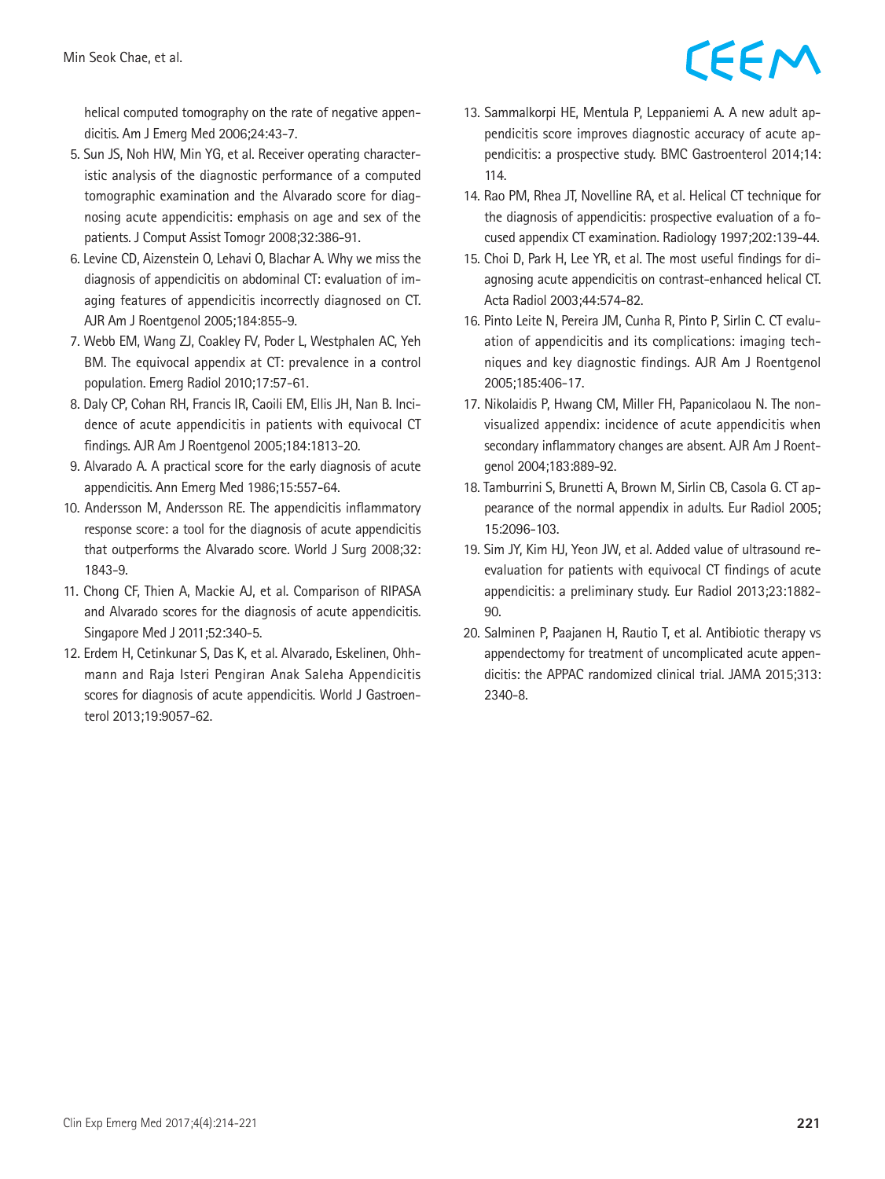helical computed tomography on the rate of negative appendicitis. Am J Emerg Med 2006;24:43-7.

5. Sun JS, Noh HW, Min YG, et al. Receiver operating characteristic analysis of the diagnostic performance of a computed tomographic examination and the Alvarado score for diagnosing acute appendicitis: emphasis on age and sex of the patients. J Comput Assist Tomogr 2008;32:386-91.
6. Levine CD, Aizenstein O, Lehavi O, Blachar A. Why we miss the diagnosis of appendicitis on abdominal CT: evaluation of imaging features of appendicitis incorrectly diagnosed on CT. AJR Am J Roentgenol 2005;184:855-9.
7. Webb EM, Wang ZJ, Coakley FV, Poder L, Westphalen AC, Yeh BM. The equivocal appendix at CT: prevalence in a control population. Emerg Radiol 2010;17:57-61.
8. Daly CP, Cohan RH, Francis IR, Caoili EM, Ellis JH, Nan B. Incidence of acute appendicitis in patients with equivocal CT findings. AJR Am J Roentgenol 2005;184:1813-20.
9. Alvarado A. A practical score for the early diagnosis of acute appendicitis. Ann Emerg Med 1986;15:557-64.
10. Andersson M, Andersson RE. The appendicitis inflammatory response score: a tool for the diagnosis of acute appendicitis that outperforms the Alvarado score. World J Surg 2008;32:1843-9.
11. Chong CF, Thien A, Mackie AJ, et al. Comparison of RIPASA and Alvarado scores for the diagnosis of acute appendicitis. Singapore Med J 2011;52:340-5.
12. Erdem H, Cetinkunar S, Das K, et al. Alvarado, Eskelinen, Ohhmann and Raja Isteri Pengiran Anak Saleha Appendicitis scores for diagnosis of acute appendicitis. World J Gastroenterol 2013;19:9057-62.
13. Sammalkorpi HE, Mentula P, Leppaniemi A. A new adult appendicitis score improves diagnostic accuracy of acute appendicitis: a prospective study. BMC Gastroenterol 2014;14:114.
14. Rao PM, Rhea JT, Novelline RA, et al. Helical CT technique for the diagnosis of appendicitis: prospective evaluation of a focused appendix CT examination. Radiology 1997;202:139-44.
15. Choi D, Park H, Lee YR, et al. The most useful findings for diagnosing acute appendicitis on contrast-enhanced helical CT. Acta Radiol 2003;44:574-82.
16. Pinto Leite N, Pereira JM, Cunha R, Pinto P, Sirlin C. CT evaluation of appendicitis and its complications: imaging techniques and key diagnostic findings. AJR Am J Roentgenol 2005;185:406-17.
17. Nikolaidis P, Hwang CM, Miller FH, Papanicolaou N. The nonvisualized appendix: incidence of acute appendicitis when secondary inflammatory changes are absent. AJR Am J Roentgenol 2004;183:889-92.
18. Tamburrini S, Brunetti A, Brown M, Sirlin CB, Casola G. CT appearance of the normal appendix in adults. Eur Radiol 2005;15:2096-103.
19. Sim JY, Kim HJ, Yeon JW, et al. Added value of ultrasound reevaluation for patients with equivocal CT findings of acute appendicitis: a preliminary study. Eur Radiol 2013;23:1882-90.
20. Salminen P, Paajanen H, Rautio T, et al. Antibiotic therapy vs appendectomy for treatment of uncomplicated acute appendicitis: the APPAC randomized clinical trial. JAMA 2015;313:2340-8.